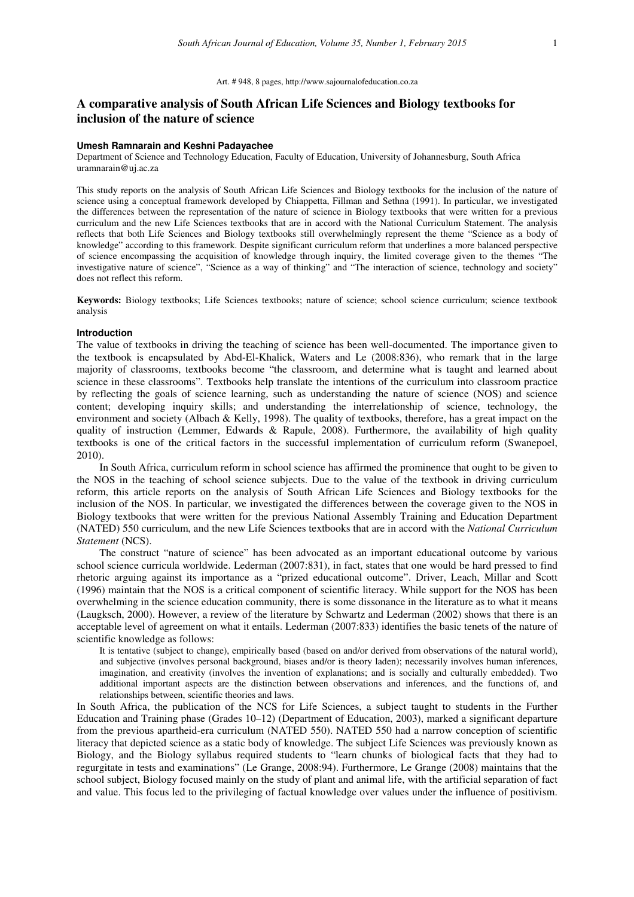Art. # 948, 8 pages, http://www.sajournalofeducation.co.za

# A comparative analysis of South African Life Sciences and Biology textbooks for inclusion of the nature of science

**Umesh Ramnarain and Keshni Padayachee**

Department of Science and Technology Education, Faculty of Education, University of Johannesburg, South Africa
uramnarain@uj.ac.za

This study reports on the analysis of South African Life Sciences and Biology textbooks for the inclusion of the nature of science using a conceptual framework developed by Chiappetta, Fillman and Sethna (1991). In particular, we investigated the differences between the representation of the nature of science in Biology textbooks that were written for a previous curriculum and the new Life Sciences textbooks that are in accord with the National Curriculum Statement. The analysis reflects that both Life Sciences and Biology textbooks still overwhelmingly represent the theme "Science as a body of knowledge" according to this framework. Despite significant curriculum reform that underlines a more balanced perspective of science encompassing the acquisition of knowledge through inquiry, the limited coverage given to the themes "The investigative nature of science", "Science as a way of thinking" and "The interaction of science, technology and society" does not reflect this reform.

**Keywords:** Biology textbooks; Life Sciences textbooks; nature of science; school science curriculum; science textbook analysis

## Introduction

The value of textbooks in driving the teaching of science has been well-documented. The importance given to the textbook is encapsulated by Abd-El-Khalick, Waters and Le (2008:836), who remark that in the large majority of classrooms, textbooks become "the classroom, and determine what is taught and learned about science in these classrooms". Textbooks help translate the intentions of the curriculum into classroom practice by reflecting the goals of science learning, such as understanding the nature of science (NOS) and science content; developing inquiry skills; and understanding the interrelationship of science, technology, the environment and society (Albach & Kelly, 1998). The quality of textbooks, therefore, has a great impact on the quality of instruction (Lemmer, Edwards & Rapule, 2008). Furthermore, the availability of high quality textbooks is one of the critical factors in the successful implementation of curriculum reform (Swanepoel, 2010).

In South Africa, curriculum reform in school science has affirmed the prominence that ought to be given to the NOS in the teaching of school science subjects. Due to the value of the textbook in driving curriculum reform, this article reports on the analysis of South African Life Sciences and Biology textbooks for the inclusion of the NOS. In particular, we investigated the differences between the coverage given to the NOS in Biology textbooks that were written for the previous National Assembly Training and Education Department (NATED) 550 curriculum, and the new Life Sciences textbooks that are in accord with the *National Curriculum Statement* (NCS).

The construct "nature of science" has been advocated as an important educational outcome by various school science curricula worldwide. Lederman (2007:831), in fact, states that one would be hard pressed to find rhetoric arguing against its importance as a "prized educational outcome". Driver, Leach, Millar and Scott (1996) maintain that the NOS is a critical component of scientific literacy. While support for the NOS has been overwhelming in the science education community, there is some dissonance in the literature as to what it means (Laugksch, 2000). However, a review of the literature by Schwartz and Lederman (2002) shows that there is an acceptable level of agreement on what it entails. Lederman (2007:833) identifies the basic tenets of the nature of scientific knowledge as follows:

> It is tentative (subject to change), empirically based (based on and/or derived from observations of the natural world), and subjective (involves personal background, biases and/or is theory laden); necessarily involves human inferences, imagination, and creativity (involves the invention of explanations; and is socially and culturally embedded). Two additional important aspects are the distinction between observations and inferences, and the functions of, and relationships between, scientific theories and laws.

In South Africa, the publication of the NCS for Life Sciences, a subject taught to students in the Further Education and Training phase (Grades 10–12) (Department of Education, 2003), marked a significant departure from the previous apartheid-era curriculum (NATED 550). NATED 550 had a narrow conception of scientific literacy that depicted science as a static body of knowledge. The subject Life Sciences was previously known as Biology, and the Biology syllabus required students to "learn chunks of biological facts that they had to regurgitate in tests and examinations" (Le Grange, 2008:94). Furthermore, Le Grange (2008) maintains that the school subject, Biology focused mainly on the study of plant and animal life, with the artificial separation of fact and value. This focus led to the privileging of factual knowledge over values under the influence of positivism.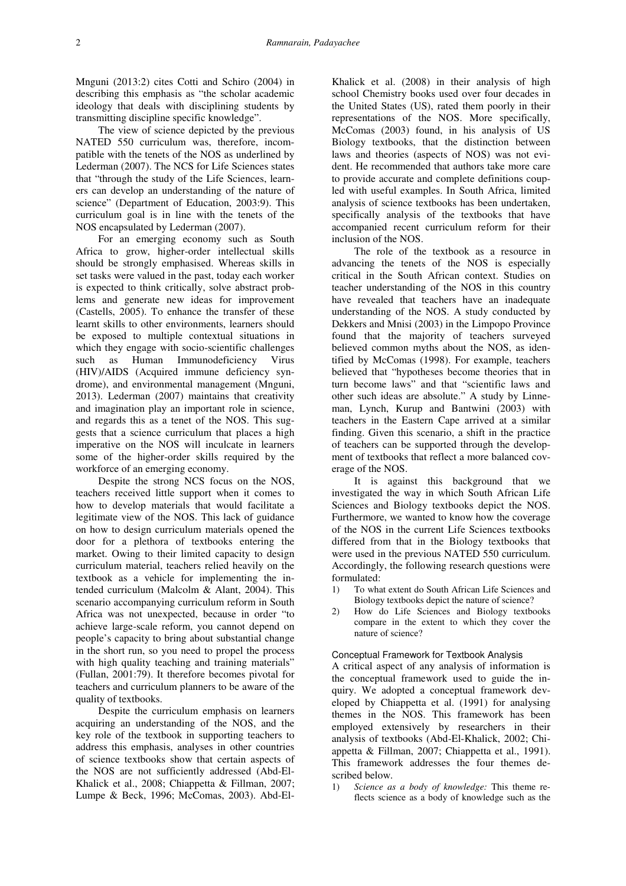Mnguni (2013:2) cites Cotti and Schiro (2004) in describing this emphasis as "the scholar academic ideology that deals with disciplining students by transmitting discipline specific knowledge".

The view of science depicted by the previous NATED 550 curriculum was, therefore, incompatible with the tenets of the NOS as underlined by Lederman (2007). The NCS for Life Sciences states that "through the study of the Life Sciences, learners can develop an understanding of the nature of science" (Department of Education, 2003:9). This curriculum goal is in line with the tenets of the NOS encapsulated by Lederman (2007).

For an emerging economy such as South Africa to grow, higher-order intellectual skills should be strongly emphasised. Whereas skills in set tasks were valued in the past, today each worker is expected to think critically, solve abstract problems and generate new ideas for improvement (Castells, 2005). To enhance the transfer of these learnt skills to other environments, learners should be exposed to multiple contextual situations in which they engage with socio-scientific challenges such as Human Immunodeficiency Virus (HIV)/AIDS (Acquired immune deficiency syndrome), and environmental management (Mnguni, 2013). Lederman (2007) maintains that creativity and imagination play an important role in science, and regards this as a tenet of the NOS. This suggests that a science curriculum that places a high imperative on the NOS will inculcate in learners some of the higher-order skills required by the workforce of an emerging economy.

Despite the strong NCS focus on the NOS, teachers received little support when it comes to how to develop materials that would facilitate a legitimate view of the NOS. This lack of guidance on how to design curriculum materials opened the door for a plethora of textbooks entering the market. Owing to their limited capacity to design curriculum material, teachers relied heavily on the textbook as a vehicle for implementing the intended curriculum (Malcolm & Alant, 2004). This scenario accompanying curriculum reform in South Africa was not unexpected, because in order "to achieve large-scale reform, you cannot depend on people's capacity to bring about substantial change in the short run, so you need to propel the process with high quality teaching and training materials" (Fullan, 2001:79). It therefore becomes pivotal for teachers and curriculum planners to be aware of the quality of textbooks.

Despite the curriculum emphasis on learners acquiring an understanding of the NOS, and the key role of the textbook in supporting teachers to address this emphasis, analyses in other countries of science textbooks show that certain aspects of the NOS are not sufficiently addressed (Abd-El-Khalick et al., 2008; Chiappetta & Fillman, 2007; Lumpe & Beck, 1996; McComas, 2003). Abd-El-Khalick et al. (2008) in their analysis of high school Chemistry books used over four decades in the United States (US), rated them poorly in their representations of the NOS. More specifically, McComas (2003) found, in his analysis of US Biology textbooks, that the distinction between laws and theories (aspects of NOS) was not evident. He recommended that authors take more care to provide accurate and complete definitions coupled with useful examples. In South Africa, limited analysis of science textbooks has been undertaken, specifically analysis of the textbooks that have accompanied recent curriculum reform for their inclusion of the NOS.

The role of the textbook as a resource in advancing the tenets of the NOS is especially critical in the South African context. Studies on teacher understanding of the NOS in this country have revealed that teachers have an inadequate understanding of the NOS. A study conducted by Dekkers and Mnisi (2003) in the Limpopo Province found that the majority of teachers surveyed believed common myths about the NOS, as identified by McComas (1998). For example, teachers believed that "hypotheses become theories that in turn become laws" and that "scientific laws and other such ideas are absolute." A study by Linneman, Lynch, Kurup and Bantwini (2003) with teachers in the Eastern Cape arrived at a similar finding. Given this scenario, a shift in the practice of teachers can be supported through the development of textbooks that reflect a more balanced coverage of the NOS.

It is against this background that we investigated the way in which South African Life Sciences and Biology textbooks depict the NOS. Furthermore, we wanted to know how the coverage of the NOS in the current Life Sciences textbooks differed from that in the Biology textbooks that were used in the previous NATED 550 curriculum. Accordingly, the following research questions were formulated:

1) To what extent do South African Life Sciences and Biology textbooks depict the nature of science?
2) How do Life Sciences and Biology textbooks compare in the extent to which they cover the nature of science?

### Conceptual Framework for Textbook Analysis

A critical aspect of any analysis of information is the conceptual framework used to guide the inquiry. We adopted a conceptual framework developed by Chiappetta et al. (1991) for analysing themes in the NOS. This framework has been employed extensively by researchers in their analysis of textbooks (Abd-El-Khalick, 2002; Chiappetta & Fillman, 2007; Chiappetta et al., 1991). This framework addresses the four themes described below.

1) *Science as a body of knowledge:* This theme reflects science as a body of knowledge such as the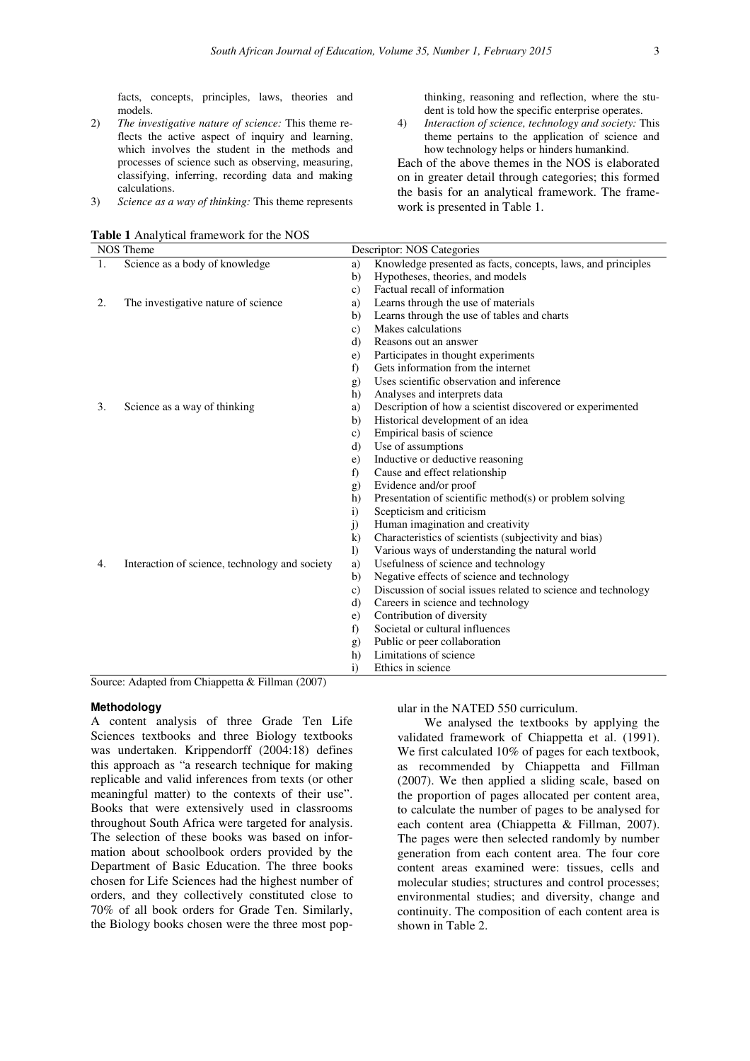facts, concepts, principles, laws, theories and models.

2) *The investigative nature of science:* This theme reflects the active aspect of inquiry and learning, which involves the student in the methods and processes of science such as observing, measuring, classifying, inferring, recording data and making calculations.
3) *Science as a way of thinking:* This theme represents thinking, reasoning and reflection, where the student is told how the specific enterprise operates.
4) *Interaction of science, technology and society:* This theme pertains to the application of science and how technology helps or hinders humankind.

Each of the above themes in the NOS is elaborated on in greater detail through categories; this formed the basis for an analytical framework. The framework is presented in Table 1.

**Table 1** Analytical framework for the NOS

| | NOS Theme | | Descriptor: NOS Categories |
|---|---|---|---|
| 1. | Science as a body of knowledge | a) | Knowledge presented as facts, concepts, laws, and principles |
| | | b) | Hypotheses, theories, and models |
| | | c) | Factual recall of information |
| 2. | The investigative nature of science | a) | Learns through the use of materials |
| | | b) | Learns through the use of tables and charts |
| | | c) | Makes calculations |
| | | d) | Reasons out an answer |
| | | e) | Participates in thought experiments |
| | | f) | Gets information from the internet |
| | | g) | Uses scientific observation and inference |
| | | h) | Analyses and interprets data |
| 3. | Science as a way of thinking | a) | Description of how a scientist discovered or experimented |
| | | b) | Historical development of an idea |
| | | c) | Empirical basis of science |
| | | d) | Use of assumptions |
| | | e) | Inductive or deductive reasoning |
| | | f) | Cause and effect relationship |
| | | g) | Evidence and/or proof |
| | | h) | Presentation of scientific method(s) or problem solving |
| | | i) | Scepticism and criticism |
| | | j) | Human imagination and creativity |
| | | k) | Characteristics of scientists (subjectivity and bias) |
| | | l) | Various ways of understanding the natural world |
| 4. | Interaction of science, technology and society | a) | Usefulness of science and technology |
| | | b) | Negative effects of science and technology |
| | | c) | Discussion of social issues related to science and technology |
| | | d) | Careers in science and technology |
| | | e) | Contribution of diversity |
| | | f) | Societal or cultural influences |
| | | g) | Public or peer collaboration |
| | | h) | Limitations of science |
| | | i) | Ethics in science |

Source: Adapted from Chiappetta & Fillman (2007)

## Methodology

A content analysis of three Grade Ten Life Sciences textbooks and three Biology textbooks was undertaken. Krippendorff (2004:18) defines this approach as "a research technique for making replicable and valid inferences from texts (or other meaningful matter) to the contexts of their use". Books that were extensively used in classrooms throughout South Africa were targeted for analysis. The selection of these books was based on information about schoolbook orders provided by the Department of Basic Education. The three books chosen for Life Sciences had the highest number of orders, and they collectively constituted close to 70% of all book orders for Grade Ten. Similarly, the Biology books chosen were the three most popular in the NATED 550 curriculum.

We analysed the textbooks by applying the validated framework of Chiappetta et al. (1991). We first calculated 10% of pages for each textbook, as recommended by Chiappetta and Fillman (2007). We then applied a sliding scale, based on the proportion of pages allocated per content area, to calculate the number of pages to be analysed for each content area (Chiappetta & Fillman, 2007). The pages were then selected randomly by number generation from each content area. The four core content areas examined were: tissues, cells and molecular studies; structures and control processes; environmental studies; and diversity, change and continuity. The composition of each content area is shown in Table 2.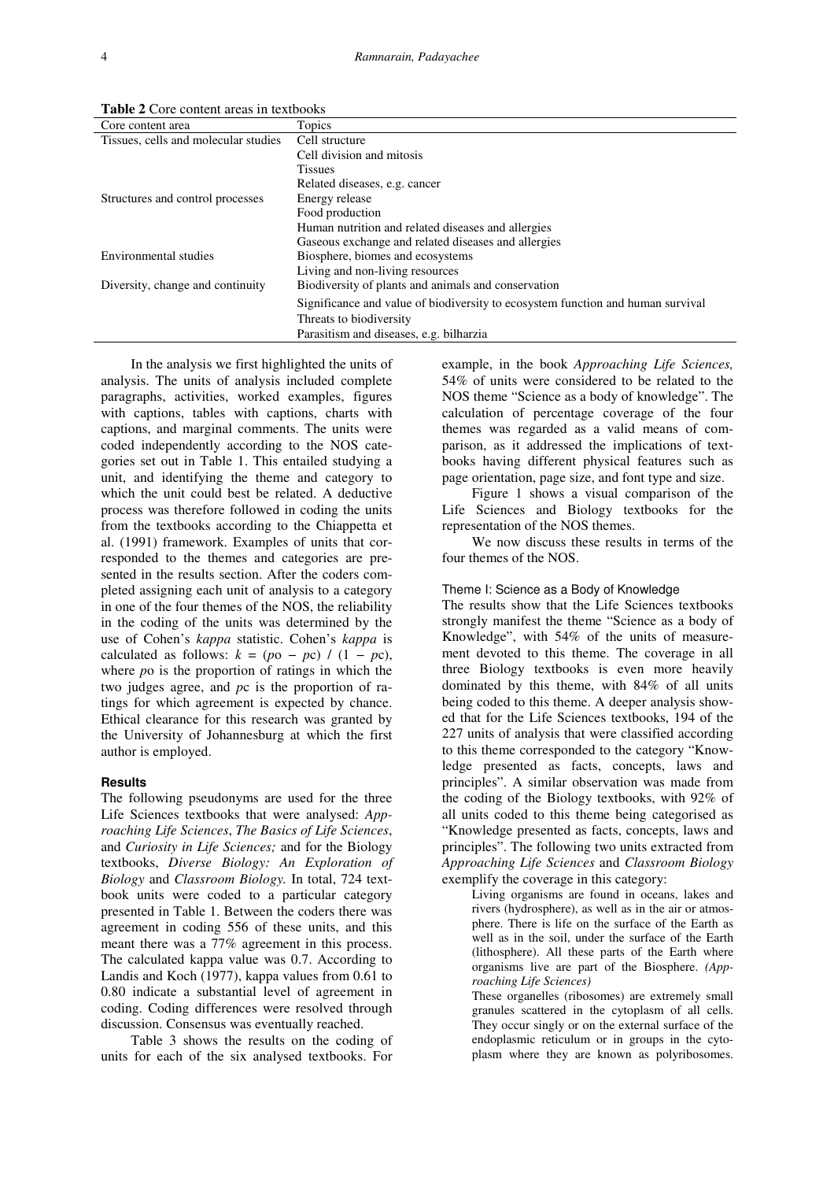**Table 2** Core content areas in textbooks

| Core content area | Topics |
|---|---|
| Tissues, cells and molecular studies | Cell structure |
| | Cell division and mitosis |
| | Tissues |
| | Related diseases, e.g. cancer |
| Structures and control processes | Energy release |
| | Food production |
| | Human nutrition and related diseases and allergies |
| | Gaseous exchange and related diseases and allergies |
| Environmental studies | Biosphere, biomes and ecosystems |
| | Living and non-living resources |
| Diversity, change and continuity | Biodiversity of plants and animals and conservation |
| | Significance and value of biodiversity to ecosystem function and human survival |
| | Threats to biodiversity |
| | Parasitism and diseases, e.g. bilharzia |

In the analysis we first highlighted the units of analysis. The units of analysis included complete paragraphs, activities, worked examples, figures with captions, tables with captions, charts with captions, and marginal comments. The units were coded independently according to the NOS categories set out in Table 1. This entailed studying a unit, and identifying the theme and category to which the unit could best be related. A deductive process was therefore followed in coding the units from the textbooks according to the Chiappetta et al. (1991) framework. Examples of units that corresponded to the themes and categories are presented in the results section. After the coders completed assigning each unit of analysis to a category in one of the four themes of the NOS, the reliability in the coding of the units was determined by the use of Cohen's *kappa* statistic. Cohen's *kappa* is calculated as follows: $k = (po - pc) / (1 - pc)$, where $po$ is the proportion of ratings in which the two judges agree, and $pc$ is the proportion of ratings for which agreement is expected by chance. Ethical clearance for this research was granted by the University of Johannesburg at which the first author is employed.

### Results

The following pseudonyms are used for the three Life Sciences textbooks that were analysed: *Approaching Life Sciences*, *The Basics of Life Sciences*, and *Curiosity in Life Sciences;* and for the Biology textbooks, *Diverse Biology: An Exploration of Biology* and *Classroom Biology.* In total, 724 textbook units were coded to a particular category presented in Table 1. Between the coders there was agreement in coding 556 of these units, and this meant there was a 77% agreement in this process. The calculated kappa value was 0.7. According to Landis and Koch (1977), kappa values from 0.61 to 0.80 indicate a substantial level of agreement in coding. Coding differences were resolved through discussion. Consensus was eventually reached.

Table 3 shows the results on the coding of units for each of the six analysed textbooks. For example, in the book *Approaching Life Sciences,* 54% of units were considered to be related to the NOS theme "Science as a body of knowledge". The calculation of percentage coverage of the four themes was regarded as a valid means of comparison, as it addressed the implications of textbooks having different physical features such as page orientation, page size, and font type and size.

Figure 1 shows a visual comparison of the Life Sciences and Biology textbooks for the representation of the NOS themes.

We now discuss these results in terms of the four themes of the NOS.

#### Theme I: Science as a Body of Knowledge

The results show that the Life Sciences textbooks strongly manifest the theme "Science as a body of Knowledge", with 54% of the units of measurement devoted to this theme. The coverage in all three Biology textbooks is even more heavily dominated by this theme, with 84% of all units being coded to this theme. A deeper analysis showed that for the Life Sciences textbooks, 194 of the 227 units of analysis that were classified according to this theme corresponded to the category "Knowledge presented as facts, concepts, laws and principles". A similar observation was made from the coding of the Biology textbooks, with 92% of all units coded to this theme being categorised as "Knowledge presented as facts, concepts, laws and principles". The following two units extracted from *Approaching Life Sciences* and *Classroom Biology* exemplify the coverage in this category:

> Living organisms are found in oceans, lakes and rivers (hydrosphere), as well as in the air or atmosphere. There is life on the surface of the Earth as well as in the soil, under the surface of the Earth (lithosphere). All these parts of the Earth where organisms live are part of the Biosphere. *(Approaching Life Sciences)*
>
> These organelles (ribosomes) are extremely small granules scattered in the cytoplasm of all cells. They occur singly or on the external surface of the endoplasmic reticulum or in groups in the cytoplasm where they are known as polyribosomes.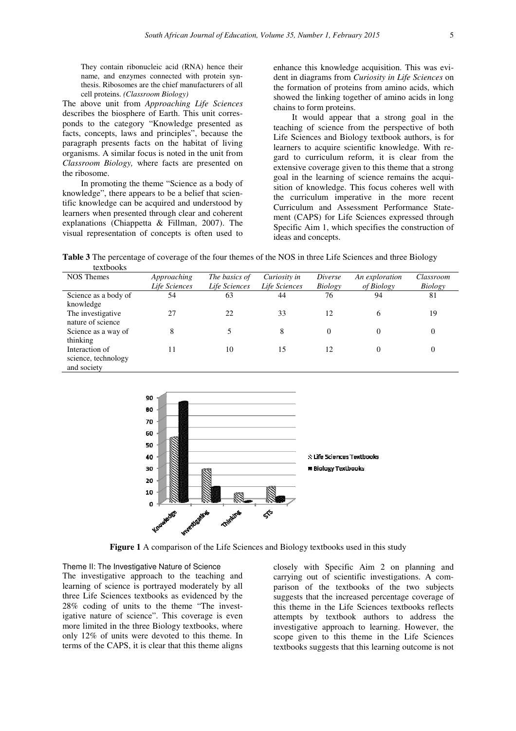> They contain ribonucleic acid (RNA) hence their name, and enzymes connected with protein synthesis. Ribosomes are the chief manufacturers of all cell proteins. *(Classroom Biology)*

The above unit from *Approaching Life Sciences* describes the biosphere of Earth. This unit corresponds to the category "Knowledge presented as facts, concepts, laws and principles", because the paragraph presents facts on the habitat of living organisms. A similar focus is noted in the unit from *Classroom Biology,* where facts are presented on the ribosome.

In promoting the theme "Science as a body of knowledge", there appears to be a belief that scientific knowledge can be acquired and understood by learners when presented through clear and coherent explanations (Chiappetta & Fillman, 2007). The visual representation of concepts is often used to enhance this knowledge acquisition. This was evident in diagrams from *Curiosity in Life Sciences* on the formation of proteins from amino acids, which showed the linking together of amino acids in long chains to form proteins.

It would appear that a strong goal in the teaching of science from the perspective of both Life Sciences and Biology textbook authors, is for learners to acquire scientific knowledge. With regard to curriculum reform, it is clear from the extensive coverage given to this theme that a strong goal in the learning of science remains the acquisition of knowledge. This focus coheres well with the curriculum imperative in the more recent Curriculum and Assessment Performance Statement (CAPS) for Life Sciences expressed through Specific Aim 1, which specifies the construction of ideas and concepts.

**Table 3** The percentage of coverage of the four themes of the NOS in three Life Sciences and three Biology textbooks

| NOS Themes | *Approaching Life Sciences* | *The basics of Life Sciences* | *Curiosity in Life Sciences* | *Diverse Biology* | *An exploration of Biology* | *Classroom Biology* |
|---|---|---|---|---|---|---|
| Science as a body of knowledge | 54 | 63 | 44 | 76 | 94 | 81 |
| The investigative nature of science | 27 | 22 | 33 | 12 | 6 | 19 |
| Science as a way of thinking | 8 | 5 | 8 | 0 | 0 | 0 |
| Interaction of science, technology and society | 11 | 10 | 15 | 12 | 0 | 0 |

**Figure 1** A comparison of the Life Sciences and Biology textbooks used in this study

### Theme II: The Investigative Nature of Science

The investigative approach to the teaching and learning of science is portrayed moderately by all three Life Sciences textbooks as evidenced by the 28% coding of units to the theme "The investigative nature of science". This coverage is even more limited in the three Biology textbooks, where only 12% of units were devoted to this theme. In terms of the CAPS, it is clear that this theme aligns closely with Specific Aim 2 on planning and carrying out of scientific investigations. A comparison of the textbooks of the two subjects suggests that the increased percentage coverage of this theme in the Life Sciences textbooks reflects attempts by textbook authors to address the investigative approach to learning. However, the scope given to this theme in the Life Sciences textbooks suggests that this learning outcome is not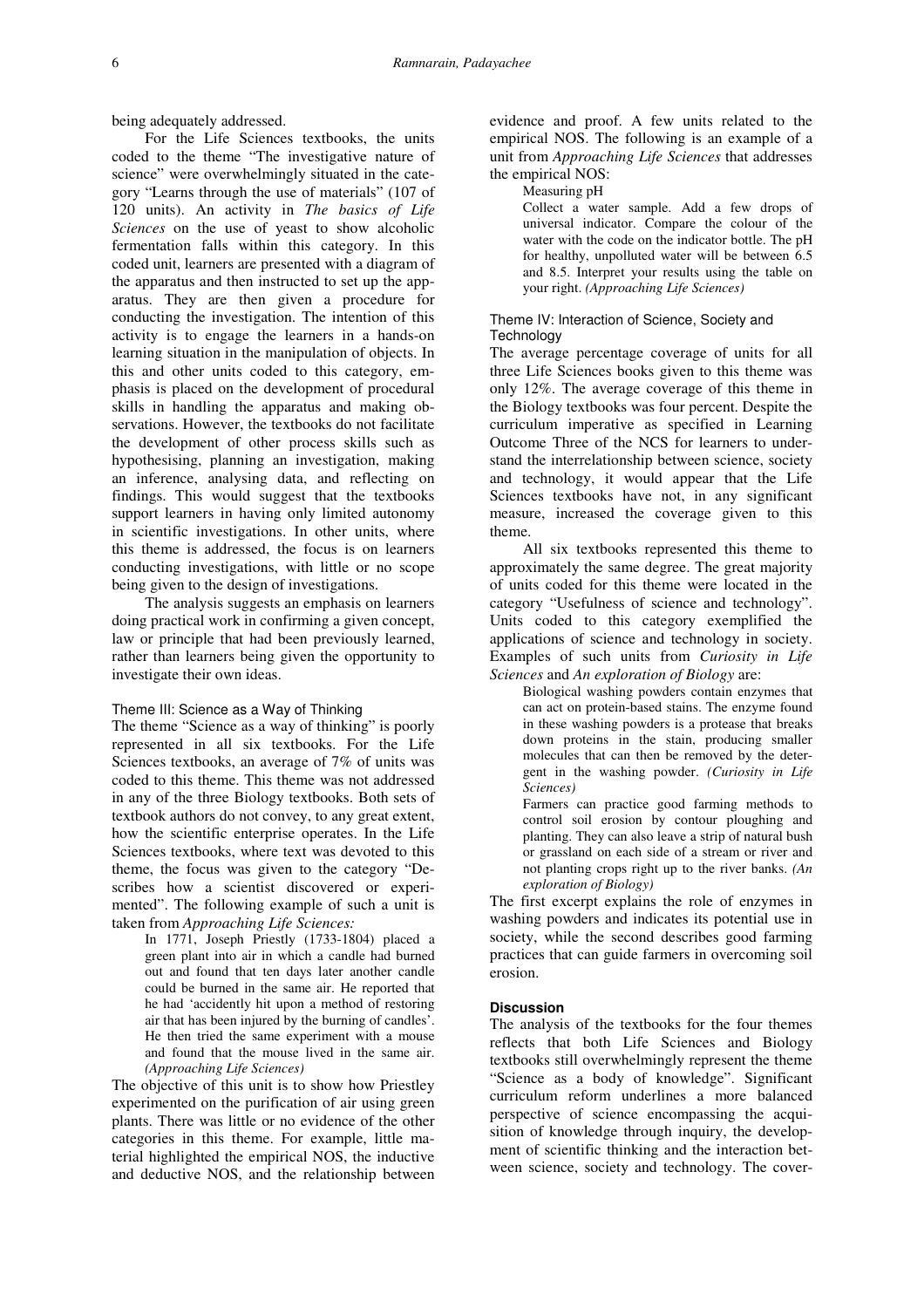being adequately addressed.

For the Life Sciences textbooks, the units coded to the theme "The investigative nature of science" were overwhelmingly situated in the category "Learns through the use of materials" (107 of 120 units). An activity in *The basics of Life Sciences* on the use of yeast to show alcoholic fermentation falls within this category. In this coded unit, learners are presented with a diagram of the apparatus and then instructed to set up the apparatus. They are then given a procedure for conducting the investigation. The intention of this activity is to engage the learners in a hands-on learning situation in the manipulation of objects. In this and other units coded to this category, emphasis is placed on the development of procedural skills in handling the apparatus and making observations. However, the textbooks do not facilitate the development of other process skills such as hypothesising, planning an investigation, making an inference, analysing data, and reflecting on findings. This would suggest that the textbooks support learners in having only limited autonomy in scientific investigations. In other units, where this theme is addressed, the focus is on learners conducting investigations, with little or no scope being given to the design of investigations.

The analysis suggests an emphasis on learners doing practical work in confirming a given concept, law or principle that had been previously learned, rather than learners being given the opportunity to investigate their own ideas.

### Theme III: Science as a Way of Thinking

The theme "Science as a way of thinking" is poorly represented in all six textbooks. For the Life Sciences textbooks, an average of 7% of units was coded to this theme. This theme was not addressed in any of the three Biology textbooks. Both sets of textbook authors do not convey, to any great extent, how the scientific enterprise operates. In the Life Sciences textbooks, where text was devoted to this theme, the focus was given to the category "Describes how a scientist discovered or experimented". The following example of such a unit is taken from *Approaching Life Sciences:*

> In 1771, Joseph Priestly (1733-1804) placed a green plant into air in which a candle had burned out and found that ten days later another candle could be burned in the same air. He reported that he had 'accidently hit upon a method of restoring air that has been injured by the burning of candles'. He then tried the same experiment with a mouse and found that the mouse lived in the same air. *(Approaching Life Sciences)*

The objective of this unit is to show how Priestley experimented on the purification of air using green plants. There was little or no evidence of the other categories in this theme. For example, little material highlighted the empirical NOS, the inductive and deductive NOS, and the relationship between evidence and proof. A few units related to the empirical NOS. The following is an example of a unit from *Approaching Life Sciences* that addresses the empirical NOS:

> Measuring pH
>
> Collect a water sample. Add a few drops of universal indicator. Compare the colour of the water with the code on the indicator bottle. The pH for healthy, unpolluted water will be between 6.5 and 8.5. Interpret your results using the table on your right. *(Approaching Life Sciences)*

### Theme IV: Interaction of Science, Society and Technology

The average percentage coverage of units for all three Life Sciences books given to this theme was only 12%. The average coverage of this theme in the Biology textbooks was four percent. Despite the curriculum imperative as specified in Learning Outcome Three of the NCS for learners to understand the interrelationship between science, society and technology, it would appear that the Life Sciences textbooks have not, in any significant measure, increased the coverage given to this theme.

All six textbooks represented this theme to approximately the same degree. The great majority of units coded for this theme were located in the category "Usefulness of science and technology". Units coded to this category exemplified the applications of science and technology in society. Examples of such units from *Curiosity in Life Sciences* and *An exploration of Biology* are:

> Biological washing powders contain enzymes that can act on protein-based stains. The enzyme found in these washing powders is a protease that breaks down proteins in the stain, producing smaller molecules that can then be removed by the detergent in the washing powder. *(Curiosity in Life Sciences)*
>
> Farmers can practice good farming methods to control soil erosion by contour ploughing and planting. They can also leave a strip of natural bush or grassland on each side of a stream or river and not planting crops right up to the river banks. *(An exploration of Biology)*

The first excerpt explains the role of enzymes in washing powders and indicates its potential use in society, while the second describes good farming practices that can guide farmers in overcoming soil erosion.

## Discussion

The analysis of the textbooks for the four themes reflects that both Life Sciences and Biology textbooks still overwhelmingly represent the theme "Science as a body of knowledge". Significant curriculum reform underlines a more balanced perspective of science encompassing the acquisition of knowledge through inquiry, the development of scientific thinking and the interaction between science, society and technology. The cover-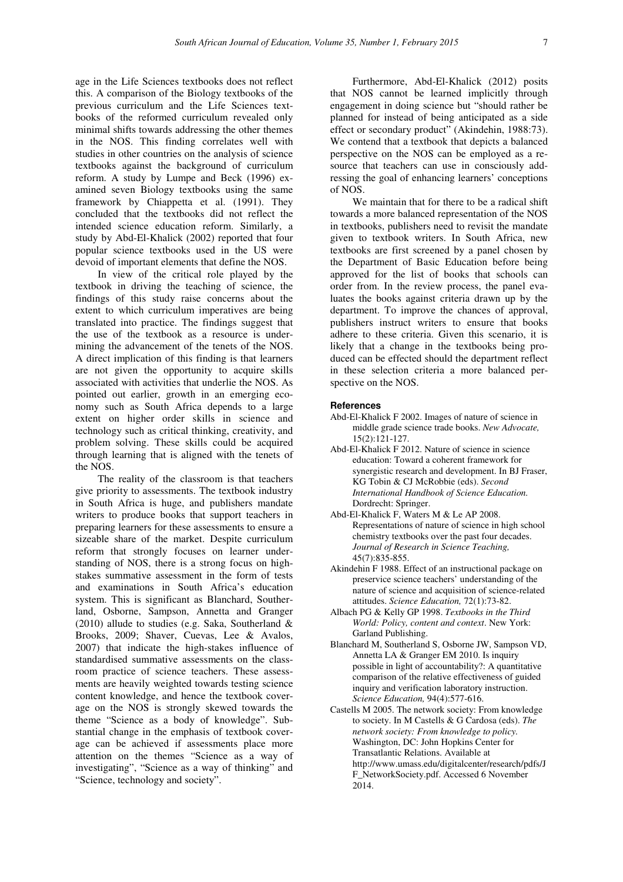age in the Life Sciences textbooks does not reflect this. A comparison of the Biology textbooks of the previous curriculum and the Life Sciences textbooks of the reformed curriculum revealed only minimal shifts towards addressing the other themes in the NOS. This finding correlates well with studies in other countries on the analysis of science textbooks against the background of curriculum reform. A study by Lumpe and Beck (1996) examined seven Biology textbooks using the same framework by Chiappetta et al. (1991). They concluded that the textbooks did not reflect the intended science education reform. Similarly, a study by Abd-El-Khalick (2002) reported that four popular science textbooks used in the US were devoid of important elements that define the NOS.

In view of the critical role played by the textbook in driving the teaching of science, the findings of this study raise concerns about the extent to which curriculum imperatives are being translated into practice. The findings suggest that the use of the textbook as a resource is undermining the advancement of the tenets of the NOS. A direct implication of this finding is that learners are not given the opportunity to acquire skills associated with activities that underlie the NOS. As pointed out earlier, growth in an emerging economy such as South Africa depends to a large extent on higher order skills in science and technology such as critical thinking, creativity, and problem solving. These skills could be acquired through learning that is aligned with the tenets of the NOS.

The reality of the classroom is that teachers give priority to assessments. The textbook industry in South Africa is huge, and publishers mandate writers to produce books that support teachers in preparing learners for these assessments to ensure a sizeable share of the market. Despite curriculum reform that strongly focuses on learner understanding of NOS, there is a strong focus on high-stakes summative assessment in the form of tests and examinations in South Africa's education system. This is significant as Blanchard, Southerland, Osborne, Sampson, Annetta and Granger (2010) allude to studies (e.g. Saka, Southerland & Brooks, 2009; Shaver, Cuevas, Lee & Avalos, 2007) that indicate the high-stakes influence of standardised summative assessments on the classroom practice of science teachers. These assessments are heavily weighted towards testing science content knowledge, and hence the textbook coverage on the NOS is strongly skewed towards the theme "Science as a body of knowledge". Substantial change in the emphasis of textbook coverage can be achieved if assessments place more attention on the themes "Science as a way of investigating", "Science as a way of thinking" and "Science, technology and society".

Furthermore, Abd-El-Khalick (2012) posits that NOS cannot be learned implicitly through engagement in doing science but "should rather be planned for instead of being anticipated as a side effect or secondary product" (Akindehin, 1988:73). We contend that a textbook that depicts a balanced perspective on the NOS can be employed as a resource that teachers can use in consciously addressing the goal of enhancing learners' conceptions of NOS.

We maintain that for there to be a radical shift towards a more balanced representation of the NOS in textbooks, publishers need to revisit the mandate given to textbook writers. In South Africa, new textbooks are first screened by a panel chosen by the Department of Basic Education before being approved for the list of books that schools can order from. In the review process, the panel evaluates the books against criteria drawn up by the department. To improve the chances of approval, publishers instruct writers to ensure that books adhere to these criteria. Given this scenario, it is likely that a change in the textbooks being produced can be effected should the department reflect in these selection criteria a more balanced perspective on the NOS.

## References

Abd-El-Khalick F 2002. Images of nature of science in middle grade science trade books. *New Advocate,* 15(2):121-127.

Abd-El-Khalick F 2012. Nature of science in science education: Toward a coherent framework for synergistic research and development. In BJ Fraser, KG Tobin & CJ McRobbie (eds). *Second International Handbook of Science Education.* Dordrecht: Springer.

Abd-El-Khalick F, Waters M & Le AP 2008. Representations of nature of science in high school chemistry textbooks over the past four decades. *Journal of Research in Science Teaching,* 45(7):835-855.

Akindehin F 1988. Effect of an instructional package on preservice science teachers' understanding of the nature of science and acquisition of science-related attitudes. *Science Education,* 72(1):73-82.

Albach PG & Kelly GP 1998. *Textbooks in the Third World: Policy, content and context*. New York: Garland Publishing.

Blanchard M, Southerland S, Osborne JW, Sampson VD, Annetta LA & Granger EM 2010. Is inquiry possible in light of accountability?: A quantitative comparison of the relative effectiveness of guided inquiry and verification laboratory instruction. *Science Education,* 94(4):577-616.

Castells M 2005. The network society: From knowledge to society. In M Castells & G Cardosa (eds). *The network society: From knowledge to policy.* Washington, DC: John Hopkins Center for Transatlantic Relations. Available at http://www.umass.edu/digitalcenter/research/pdfs/JF_NetworkSociety.pdf. Accessed 6 November 2014.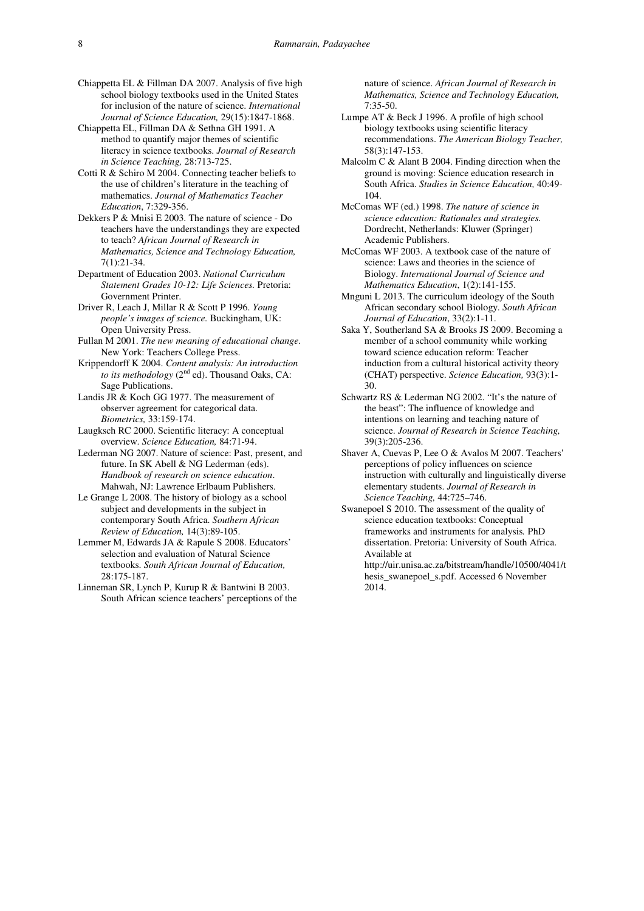Chiappetta EL & Fillman DA 2007. Analysis of five high school biology textbooks used in the United States for inclusion of the nature of science. *International Journal of Science Education,* 29(15):1847-1868.

Chiappetta EL, Fillman DA & Sethna GH 1991. A method to quantify major themes of scientific literacy in science textbooks. *Journal of Research in Science Teaching,* 28:713-725.

Cotti R & Schiro M 2004. Connecting teacher beliefs to the use of children's literature in the teaching of mathematics. *Journal of Mathematics Teacher Education*, 7:329-356.

Dekkers P & Mnisi E 2003. The nature of science - Do teachers have the understandings they are expected to teach? *African Journal of Research in Mathematics, Science and Technology Education,* 7(1):21-34.

Department of Education 2003. *National Curriculum Statement Grades 10-12: Life Sciences.* Pretoria: Government Printer.

Driver R, Leach J, Millar R & Scott P 1996. *Young people's images of science.* Buckingham, UK: Open University Press.

Fullan M 2001. *The new meaning of educational change*. New York: Teachers College Press.

Krippendorff K 2004. *Content analysis: An introduction to its methodology* (2nd ed). Thousand Oaks, CA: Sage Publications.

Landis JR & Koch GG 1977. The measurement of observer agreement for categorical data. *Biometrics,* 33:159-174.

Laugksch RC 2000. Scientific literacy: A conceptual overview. *Science Education,* 84:71-94.

Lederman NG 2007. Nature of science: Past, present, and future. In SK Abell & NG Lederman (eds). *Handbook of research on science education*. Mahwah, NJ: Lawrence Erlbaum Publishers.

Le Grange L 2008. The history of biology as a school subject and developments in the subject in contemporary South Africa. *Southern African Review of Education,* 14(3):89-105.

Lemmer M, Edwards JA & Rapule S 2008. Educators' selection and evaluation of Natural Science textbooks. *South African Journal of Education,* 28:175-187.

Linneman SR, Lynch P, Kurup R & Bantwini B 2003. South African science teachers' perceptions of the nature of science. *African Journal of Research in Mathematics, Science and Technology Education,* 7:35-50.

Lumpe AT & Beck J 1996. A profile of high school biology textbooks using scientific literacy recommendations. *The American Biology Teacher,* 58(3):147-153.

Malcolm C & Alant B 2004. Finding direction when the ground is moving: Science education research in South Africa. *Studies in Science Education,* 40:49-104.

McComas WF (ed.) 1998. *The nature of science in science education: Rationales and strategies.* Dordrecht, Netherlands: Kluwer (Springer) Academic Publishers.

McComas WF 2003. A textbook case of the nature of science: Laws and theories in the science of Biology. *International Journal of Science and Mathematics Education*, 1(2):141-155.

Mnguni L 2013. The curriculum ideology of the South African secondary school Biology. *South African Journal of Education*, 33(2):1-11.

Saka Y, Southerland SA & Brooks JS 2009. Becoming a member of a school community while working toward science education reform: Teacher induction from a cultural historical activity theory (CHAT) perspective. *Science Education,* 93(3):1-30.

Schwartz RS & Lederman NG 2002. "It's the nature of the beast": The influence of knowledge and intentions on learning and teaching nature of science. *Journal of Research in Science Teaching,* 39(3):205-236.

Shaver A, Cuevas P, Lee O & Avalos M 2007. Teachers' perceptions of policy influences on science instruction with culturally and linguistically diverse elementary students. *Journal of Research in Science Teaching,* 44:725–746.

Swanepoel S 2010. The assessment of the quality of science education textbooks: Conceptual frameworks and instruments for analysis*.* PhD dissertation. Pretoria: University of South Africa. Available at http://uir.unisa.ac.za/bitstream/handle/10500/4041/thesis_swanepoel_s.pdf. Accessed 6 November 2014.